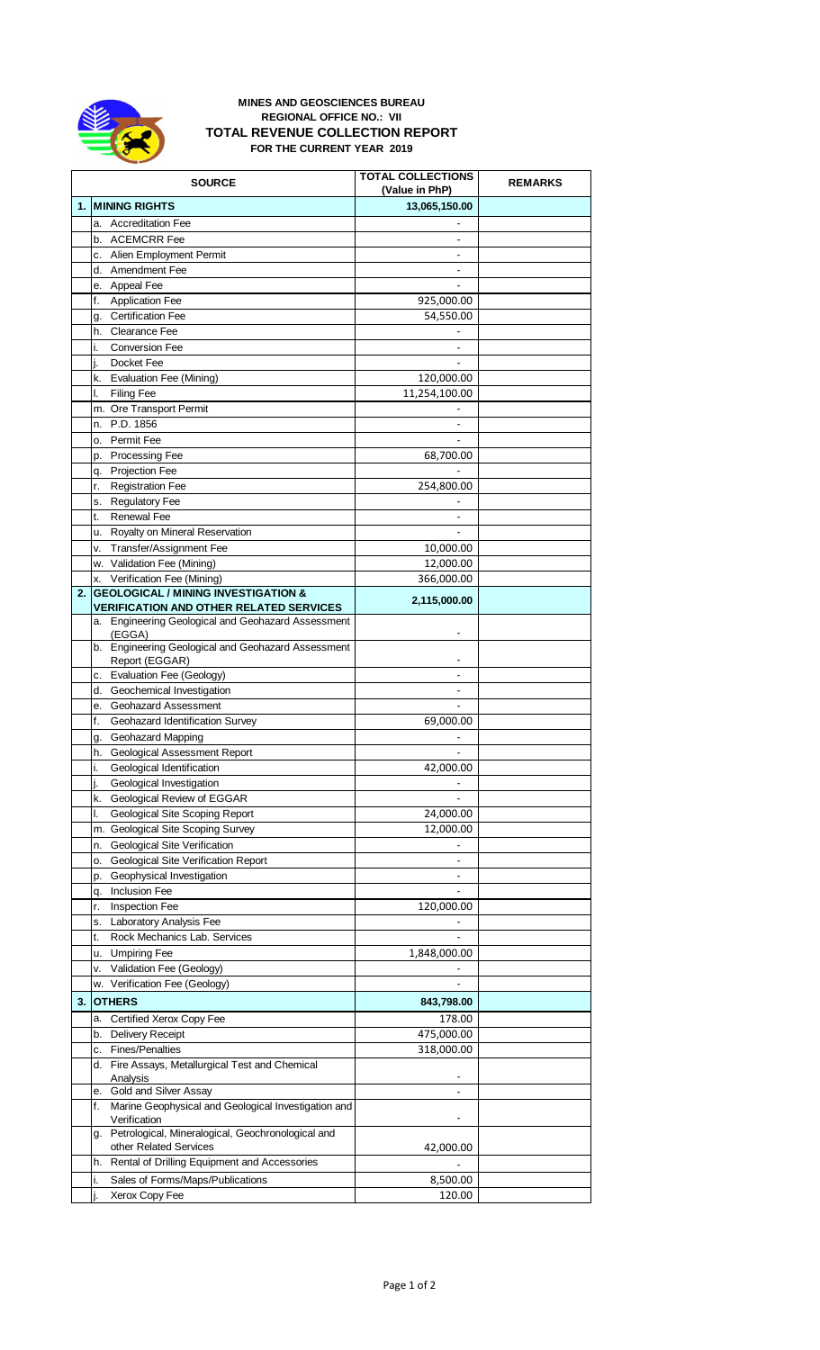# MINES AND GEOSCIENCES BUREAU
## REGIONAL OFFICE NO.: VII
## TOTAL REVENUE COLLECTION REPORT
### FOR THE CURRENT YEAR 2019

| | SOURCE | TOTAL COLLECTIONS (Value in PhP) | REMARKS |
|---|---|---|---|
| **1.** | **MINING RIGHTS** | **13,065,150.00** | |
| | a. Accreditation Fee | - | |
| | b. ACEMCRR Fee | - | |
| | c. Alien Employment Permit | - | |
| | d. Amendment Fee | - | |
| | e. Appeal Fee | - | |
| | f. Application Fee | 925,000.00 | |
| | g. Certification Fee | 54,550.00 | |
| | h. Clearance Fee | - | |
| | i. Conversion Fee | - | |
| | j. Docket Fee | - | |
| | k. Evaluation Fee (Mining) | 120,000.00 | |
| | l. Filing Fee | 11,254,100.00 | |
| | m. Ore Transport Permit | - | |
| | n. P.D. 1856 | - | |
| | o. Permit Fee | - | |
| | p. Processing Fee | 68,700.00 | |
| | q. Projection Fee | - | |
| | r. Registration Fee | 254,800.00 | |
| | s. Regulatory Fee | - | |
| | t. Renewal Fee | - | |
| | u. Royalty on Mineral Reservation | - | |
| | v. Transfer/Assignment Fee | 10,000.00 | |
| | w. Validation Fee (Mining) | 12,000.00 | |
| | x. Verification Fee (Mining) | 366,000.00 | |
| **2.** | **GEOLOGICAL / MINING INVESTIGATION & VERIFICATION AND OTHER RELATED SERVICES** | **2,115,000.00** | |
| | a. Engineering Geological and Geohazard Assessment (EGGA) | - | |
| | b. Engineering Geological and Geohazard Assessment Report (EGGAR) | - | |
| | c. Evaluation Fee (Geology) | - | |
| | d. Geochemical Investigation | - | |
| | e. Geohazard Assessment | - | |
| | f. Geohazard Identification Survey | 69,000.00 | |
| | g. Geohazard Mapping | - | |
| | h. Geological Assessment Report | - | |
| | i. Geological Identification | 42,000.00 | |
| | j. Geological Investigation | - | |
| | k. Geological Review of EGGAR | - | |
| | l. Geological Site Scoping Report | 24,000.00 | |
| | m. Geological Site Scoping Survey | 12,000.00 | |
| | n. Geological Site Verification | - | |
| | o. Geological Site Verification Report | - | |
| | p. Geophysical Investigation | - | |
| | q. Inclusion Fee | - | |
| | r. Inspection Fee | 120,000.00 | |
| | s. Laboratory Analysis Fee | - | |
| | t. Rock Mechanics Lab. Services | - | |
| | u. Umpiring Fee | 1,848,000.00 | |
| | v. Validation Fee (Geology) | - | |
| | w. Verification Fee (Geology) | - | |
| **3.** | **OTHERS** | **843,798.00** | |
| | a. Certified Xerox Copy Fee | 178.00 | |
| | b. Delivery Receipt | 475,000.00 | |
| | c. Fines/Penalties | 318,000.00 | |
| | d. Fire Assays, Metallurgical Test and Chemical Analysis | - | |
| | e. Gold and Silver Assay | - | |
| | f. Marine Geophysical and Geological Investigation and Verification | - | |
| | g. Petrological, Mineralogical, Geochronological and other Related Services | 42,000.00 | |
| | h. Rental of Drilling Equipment and Accessories | - | |
| | i. Sales of Forms/Maps/Publications | 8,500.00 | |
| | j. Xerox Copy Fee | 120.00 | |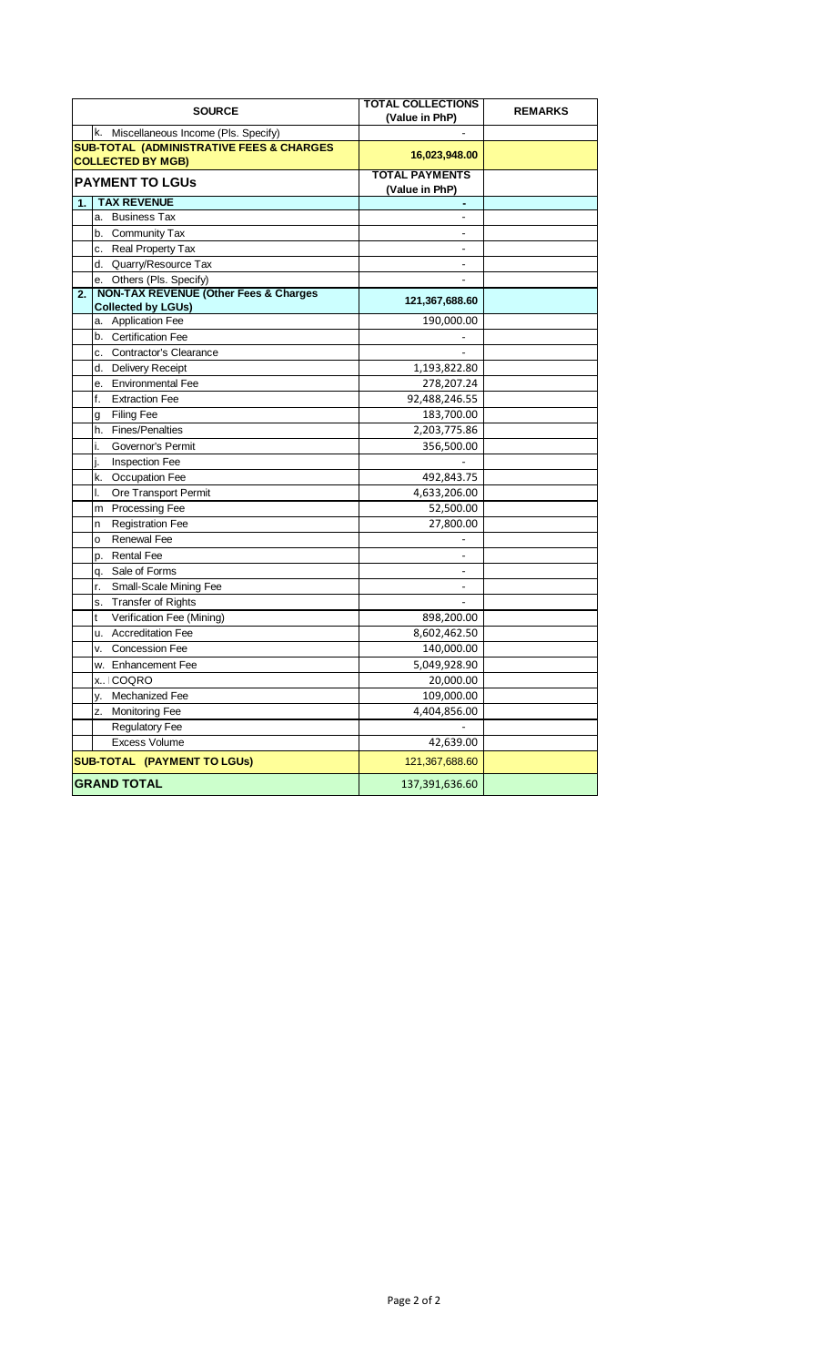| SOURCE | TOTAL COLLECTIONS (Value in PhP) | REMARKS |
|---|---|---|
| k. Miscellaneous Income (Pls. Specify) | - | |
| **SUB-TOTAL (ADMINISTRATIVE FEES & CHARGES COLLECTED BY MGB)** | **16,023,948.00** | |
| **PAYMENT TO LGUs** | **TOTAL PAYMENTS (Value in PhP)** | |
| **1. TAX REVENUE** | **-** | |
| a. Business Tax | - | |
| b. Community Tax | - | |
| c. Real Property Tax | - | |
| d. Quarry/Resource Tax | - | |
| e. Others (Pls. Specify) | - | |
| **2. NON-TAX REVENUE (Other Fees & Charges Collected by LGUs)** | **121,367,688.60** | |
| a. Application Fee | 190,000.00 | |
| b. Certification Fee | - | |
| c. Contractor's Clearance | - | |
| d. Delivery Receipt | 1,193,822.80 | |
| e. Environmental Fee | 278,207.24 | |
| f. Extraction Fee | 92,488,246.55 | |
| g Filing Fee | 183,700.00 | |
| h. Fines/Penalties | 2,203,775.86 | |
| i. Governor's Permit | 356,500.00 | |
| j. Inspection Fee | - | |
| k. Occupation Fee | 492,843.75 | |
| l. Ore Transport Permit | 4,633,206.00 | |
| m Processing Fee | 52,500.00 | |
| n Registration Fee | 27,800.00 | |
| o Renewal Fee | - | |
| p. Rental Fee | - | |
| q. Sale of Forms | - | |
| r. Small-Scale Mining Fee | - | |
| s. Transfer of Rights | - | |
| t Verification Fee (Mining) | 898,200.00 | |
| u. Accreditation Fee | 8,602,462.50 | |
| v. Concession Fee | 140,000.00 | |
| w. Enhancement Fee | 5,049,928.90 | |
| x.. COQRO | 20,000.00 | |
| y. Mechanized Fee | 109,000.00 | |
| z. Monitoring Fee | 4,404,856.00 | |
| Regulatory Fee | - | |
| Excess Volume | 42,639.00 | |
| **SUB-TOTAL (PAYMENT TO LGUs)** | 121,367,688.60 | |
| **GRAND TOTAL** | 137,391,636.60 | |